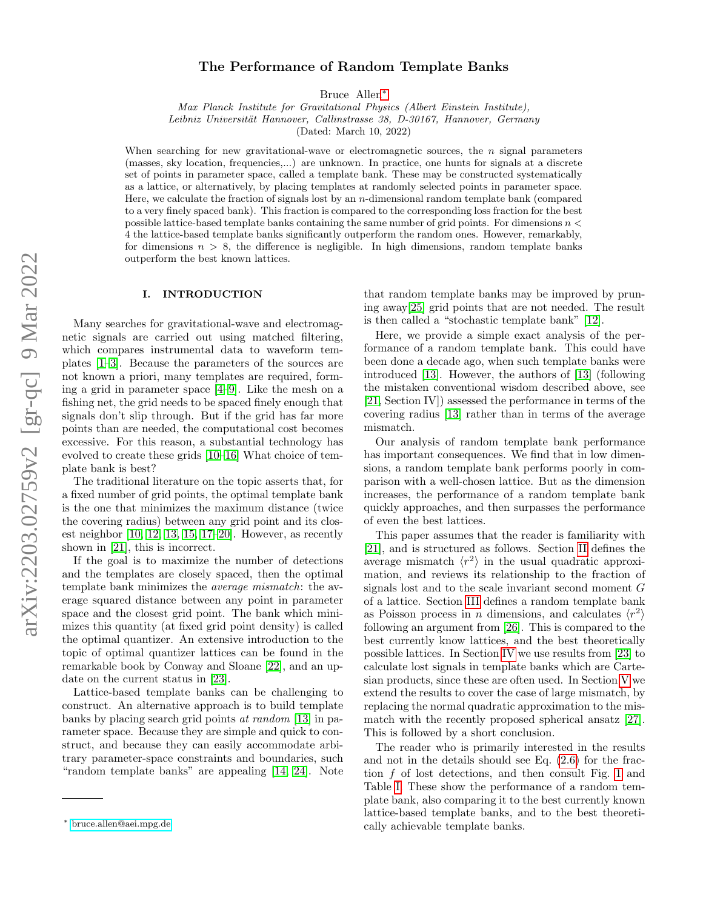# The Performance of Random Template Banks

Bruce Allen*

*Max Planck Institute for Gravitational Physics (Albert Einstein Institute),*
*Leibniz Universität Hannover, Callinstrasse 38, D-30167, Hannover, Germany*

(Dated: March 10, 2022)

When searching for new gravitational-wave or electromagnetic sources, the $n$ signal parameters (masses, sky location, frequencies,...) are unknown. In practice, one hunts for signals at a discrete set of points in parameter space, called a template bank. These may be constructed systematically as a lattice, or alternatively, by placing templates at randomly selected points in parameter space. Here, we calculate the fraction of signals lost by an $n$-dimensional random template bank (compared to a very finely spaced bank). This fraction is compared to the corresponding loss fraction for the best possible lattice-based template banks containing the same number of grid points. For dimensions $n < 4$ the lattice-based template banks significantly outperform the random ones. However, remarkably, for dimensions $n > 8$, the difference is negligible. In high dimensions, random template banks outperform the best known lattices.

## I. INTRODUCTION

Many searches for gravitational-wave and electromagnetic signals are carried out using matched filtering, which compares instrumental data to waveform templates [1–3]. Because the parameters of the sources are not known a priori, many templates are required, forming a grid in parameter space [4–9]. Like the mesh on a fishing net, the grid needs to be spaced finely enough that signals don't slip through. But if the grid has far more points than are needed, the computational cost becomes excessive. For this reason, a substantial technology has evolved to create these grids [10–16] What choice of template bank is best?

The traditional literature on the topic asserts that, for a fixed number of grid points, the optimal template bank is the one that minimizes the maximum distance (twice the covering radius) between any grid point and its closest neighbor [10, 12, 13, 15, 17–20]. However, as recently shown in [21], this is incorrect.

If the goal is to maximize the number of detections and the templates are closely spaced, then the optimal template bank minimizes the *average mismatch*: the average squared distance between any point in parameter space and the closest grid point. The bank which minimizes this quantity (at fixed grid point density) is called the optimal quantizer. An extensive introduction to the topic of optimal quantizer lattices can be found in the remarkable book by Conway and Sloane [22], and an update on the current status in [23].

Lattice-based template banks can be challenging to construct. An alternative approach is to build template banks by placing search grid points *at random* [13] in parameter space. Because they are simple and quick to construct, and because they can easily accommodate arbitrary parameter-space constraints and boundaries, such "random template banks" are appealing [14, 24]. Note that random template banks may be improved by pruning away[25] grid points that are not needed. The result is then called a "stochastic template bank" [12].

Here, we provide a simple exact analysis of the performance of a random template bank. This could have been done a decade ago, when such template banks were introduced [13]. However, the authors of [13] (following the mistaken conventional wisdom described above, see [21, Section IV]) assessed the performance in terms of the covering radius [13] rather than in terms of the average mismatch.

Our analysis of random template bank performance has important consequences. We find that in low dimensions, a random template bank performs poorly in comparison with a well-chosen lattice. But as the dimension increases, the performance of a random template bank quickly approaches, and then surpasses the performance of even the best lattices.

This paper assumes that the reader is familiarity with [21], and is structured as follows. Section II defines the average mismatch $\langle r^2 \rangle$ in the usual quadratic approximation, and reviews its relationship to the fraction of signals lost and to the scale invariant second moment $G$ of a lattice. Section III defines a random template bank as Poisson process in $n$ dimensions, and calculates $\langle r^2 \rangle$ following an argument from [26]. This is compared to the best currently know lattices, and the best theoretically possible lattices. In Section IV we use results from [23] to calculate lost signals in template banks which are Cartesian products, since these are often used. In Section V we extend the results to cover the case of large mismatch, by replacing the normal quadratic approximation to the mismatch with the recently proposed spherical ansatz [27]. This is followed by a short conclusion.

The reader who is primarily interested in the results and not in the details should see Eq. (2.6) for the fraction $f$ of lost detections, and then consult Fig. 1 and Table I. These show the performance of a random template bank, also comparing it to the best currently known lattice-based template banks, and to the best theoretically achievable template banks.

* bruce.allen@aei.mpg.de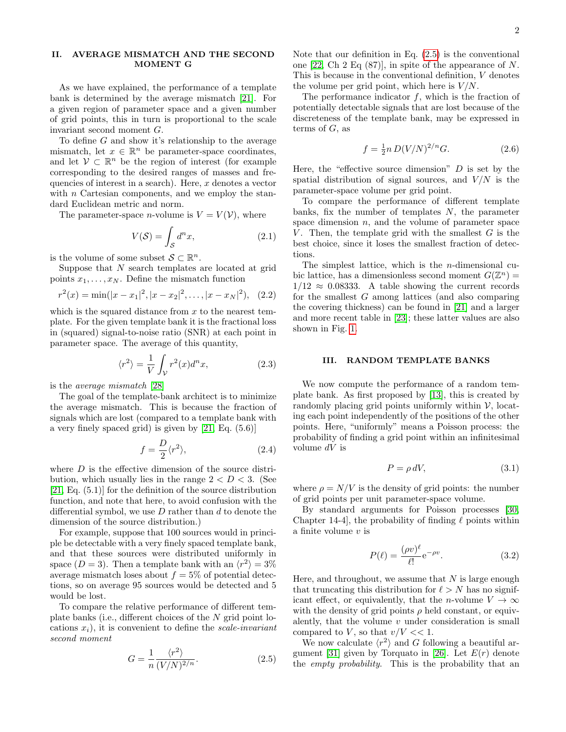## II. AVERAGE MISMATCH AND THE SECOND MOMENT G

As we have explained, the performance of a template bank is determined by the average mismatch [21]. For a given region of parameter space and a given number of grid points, this in turn is proportional to the scale invariant second moment $G$.

To define $G$ and show it's relationship to the average mismatch, let $x \in \mathbb{R}^n$ be parameter-space coordinates, and let $\mathcal{V} \subset \mathbb{R}^n$ be the region of interest (for example corresponding to the desired ranges of masses and frequencies of interest in a search). Here, $x$ denotes a vector with $n$ Cartesian components, and we employ the standard Euclidean metric and norm.

The parameter-space $n$-volume is $V = V(\mathcal{V})$, where

$$V(\mathcal{S}) = \int_{\mathcal{S}} d^n x, \tag{2.1}$$

is the volume of some subset $\mathcal{S} \subset \mathbb{R}^n$.

Suppose that $N$ search templates are located at grid points $x_1, \ldots, x_N$. Define the mismatch function

$$r^2(x) = \min(|x - x_1|^2, |x - x_2|^2, \ldots, |x - x_N|^2), \tag{2.2}$$

which is the squared distance from $x$ to the nearest template. For the given template bank it is the fractional loss in (squared) signal-to-noise ratio (SNR) at each point in parameter space. The average of this quantity,

$$\langle r^2 \rangle = \frac{1}{V} \int_{\mathcal{V}} r^2(x) d^n x, \tag{2.3}$$

is the *average mismatch* [28]

The goal of the template-bank architect is to minimize the average mismatch. This is because the fraction of signals which are lost (compared to a template bank with a very finely spaced grid) is given by [21, Eq. (5.6)]

$$f = \frac{D}{2} \langle r^2 \rangle, \tag{2.4}$$

where $D$ is the effective dimension of the source distribution, which usually lies in the range $2 < D < 3$. (See [21, Eq. (5.1)] for the definition of the source distribution function, and note that here, to avoid confusion with the differential symbol, we use $D$ rather than $d$ to denote the dimension of the source distribution.)

For example, suppose that 100 sources would in principle be detectable with a very finely spaced template bank, and that these sources were distributed uniformly in space ($D = 3$). Then a template bank with an $\langle r^2 \rangle = 3\%$ average mismatch loses about $f = 5\%$ of potential detections, so on average 95 sources would be detected and 5 would be lost.

To compare the relative performance of different template banks (i.e., different choices of the $N$ grid point locations $x_i$), it is convenient to define the *scale-invariant second moment*

$$G = \frac{1}{n} \frac{\langle r^2 \rangle}{(V/N)^{2/n}}. \tag{2.5}$$

Note that our definition in Eq. (2.5) is the conventional one [22, Ch 2 Eq (87)], in spite of the appearance of $N$. This is because in the conventional definition, $V$ denotes the volume per grid point, which here is $V/N$.

The performance indicator $f$, which is the fraction of potentially detectable signals that are lost because of the discreteness of the template bank, may be expressed in terms of $G$, as

$$f = \tfrac{1}{2} n \, D (V/N)^{2/n} G. \tag{2.6}$$

Here, the "effective source dimension" $D$ is set by the spatial distribution of signal sources, and $V/N$ is the parameter-space volume per grid point.

To compare the performance of different template banks, fix the number of templates $N$, the parameter space dimension $n$, and the volume of parameter space $V$. Then, the template grid with the smallest $G$ is the best choice, since it loses the smallest fraction of detections.

The simplest lattice, which is the $n$-dimensional cubic lattice, has a dimensionless second moment $G(\mathbb{Z}^n) = 1/12 \approx 0.08333$. A table showing the current records for the smallest $G$ among lattices (and also comparing the covering thickness) can be found in [21] and a larger and more recent table in [23]; these latter values are also shown in Fig. 1.

## III. RANDOM TEMPLATE BANKS

We now compute the performance of a random template bank. As first proposed by [13], this is created by randomly placing grid points uniformly within $\mathcal{V}$, locating each point independently of the positions of the other points. Here, "uniformly" means a Poisson process: the probability of finding a grid point within an infinitesimal volume $dV$ is

$$P = \rho \, dV, \tag{3.1}$$

where $\rho = N/V$ is the density of grid points: the number of grid points per unit parameter-space volume.

By standard arguments for Poisson processes [30, Chapter 14-4], the probability of finding $\ell$ points within a finite volume $v$ is

$$P(\ell) = \frac{(\rho v)^\ell}{\ell!} e^{-\rho v}. \tag{3.2}$$

Here, and throughout, we assume that $N$ is large enough that truncating this distribution for $\ell > N$ has no significant effect, or equivalently, that the $n$-volume $V \to \infty$ with the density of grid points $\rho$ held constant, or equivalently, that the volume $v$ under consideration is small compared to $V$, so that $v/V << 1$.

We now calculate $\langle r^2 \rangle$ and $G$ following a beautiful argument [31] given by Torquato in [26]. Let $E(r)$ denote the *empty probability*. This is the probability that an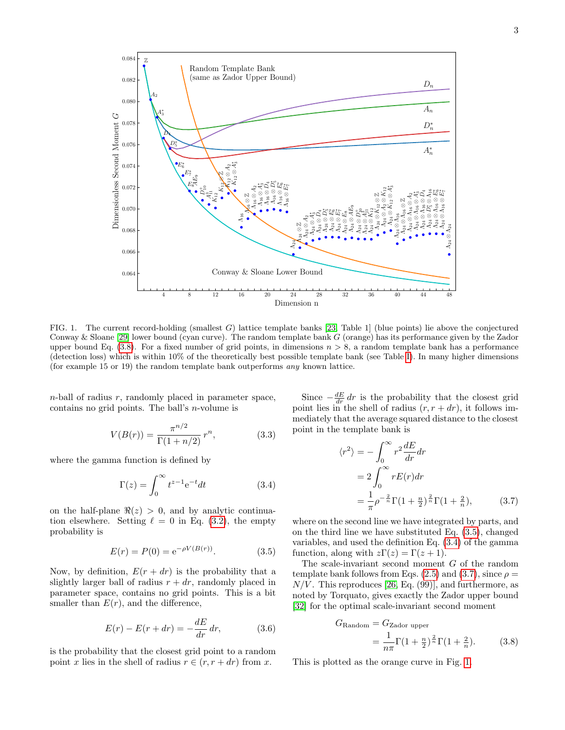FIG. 1. The current record-holding (smallest $G$) lattice template banks [23, Table 1] (blue points) lie above the conjectured Conway & Sloane [29] lower bound (cyan curve). The random template bank $G$ (orange) has its performance given by the Zador upper bound Eq. (3.8). For a fixed number of grid points, in dimensions $n > 8$, a random template bank has a performance (detection loss) which is within 10% of the theoretically best possible template bank (see Table I). In many higher dimensions (for example 15 or 19) the random template bank outperforms *any* known lattice.

$n$-ball of radius $r$, randomly placed in parameter space, contains no grid points. The ball's $n$-volume is

$$V(B(r)) = \frac{\pi^{n/2}}{\Gamma(1+n/2)}\, r^n, \tag{3.3}$$

where the gamma function is defined by

$$\Gamma(z) = \int_0^\infty t^{z-1} \mathrm{e}^{-t} dt \tag{3.4}$$

on the half-plane $\Re(z) > 0$, and by analytic continuation elsewhere. Setting $\ell = 0$ in Eq. (3.2), the empty probability is

$$E(r) = P(0) = \mathrm{e}^{-\rho V(B(r))}. \tag{3.5}$$

Now, by definition, $E(r + dr)$ is the probability that a slightly larger ball of radius $r + dr$, randomly placed in parameter space, contains no grid points. This is a bit smaller than $E(r)$, and the difference,

$$E(r) - E(r + dr) = -\frac{dE}{dr}\, dr, \tag{3.6}$$

is the probability that the closest grid point to a random point $x$ lies in the shell of radius $r \in (r, r + dr)$ from $x$.

Since $-\frac{dE}{dr}\, dr$ is the probability that the closest grid point lies in the shell of radius $(r, r + dr)$, it follows immediately that the average squared distance to the closest point in the template bank is

$$\begin{aligned}
\langle r^2 \rangle &= -\int_0^\infty r^2 \frac{dE}{dr} dr \\
&= 2\int_0^\infty r E(r) dr \\
&= \frac{1}{\pi} \rho^{-\frac{2}{n}} \Gamma(1 + \tfrac{n}{2})^{\frac{2}{n}} \Gamma(1 + \tfrac{2}{n}),
\end{aligned} \tag{3.7}$$

where on the second line we have integrated by parts, and on the third line we have substituted Eq. (3.5), changed variables, and used the definition Eq. (3.4) of the gamma function, along with $z\Gamma(z) = \Gamma(z + 1)$.

The scale-invariant second moment $G$ of the random template bank follows from Eqs. (2.5) and (3.7), since $\rho = N/V$. This reproduces [26, Eq. (99)], and furthermore, as noted by Torquato, gives exactly the Zador upper bound [32] for the optimal scale-invariant second moment

$$\begin{aligned}
G_{\text{Random}} &= G_{\text{Zador upper}} \\
&= \frac{1}{n\pi} \Gamma(1 + \tfrac{n}{2})^{\frac{2}{n}} \Gamma(1 + \tfrac{2}{n}).
\end{aligned} \tag{3.8}$$

This is plotted as the orange curve in Fig. 1.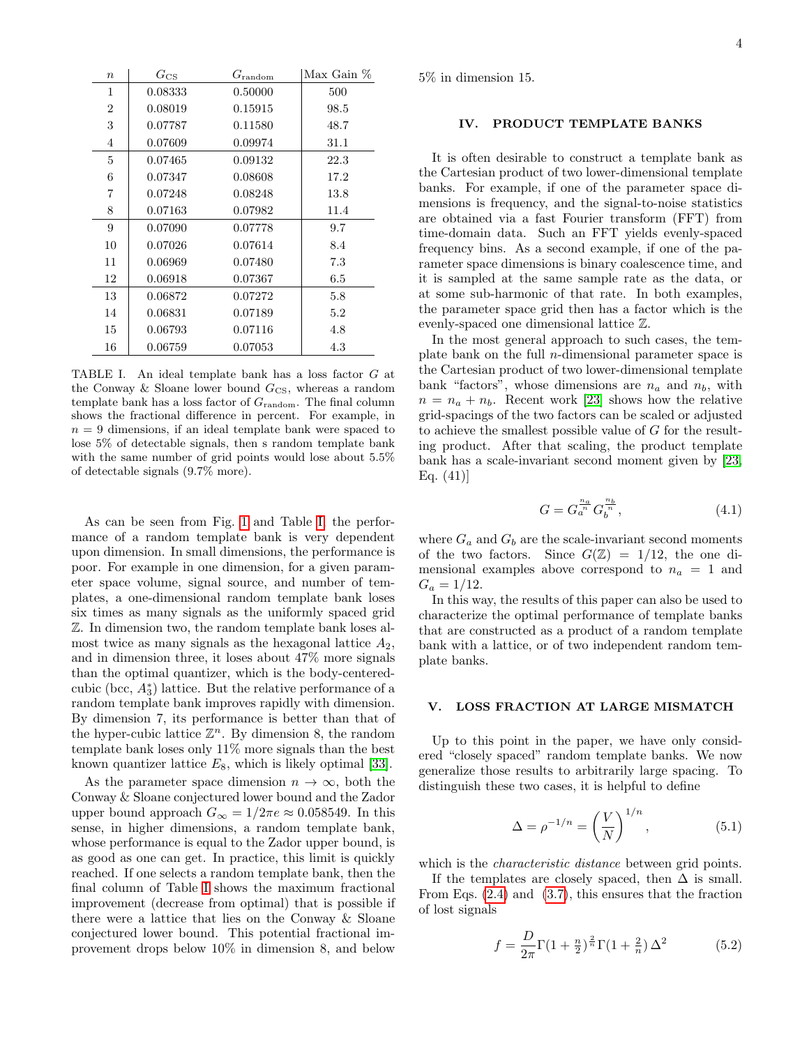| $n$ | $G_{\rm CS}$ | $G_{\rm random}$ | Max Gain % |
|---|---|---|---|
| 1 | 0.08333 | 0.50000 | 500 |
| 2 | 0.08019 | 0.15915 | 98.5 |
| 3 | 0.07787 | 0.11580 | 48.7 |
| 4 | 0.07609 | 0.09974 | 31.1 |
| 5 | 0.07465 | 0.09132 | 22.3 |
| 6 | 0.07347 | 0.08608 | 17.2 |
| 7 | 0.07248 | 0.08248 | 13.8 |
| 8 | 0.07163 | 0.07982 | 11.4 |
| 9 | 0.07090 | 0.07778 | 9.7 |
| 10 | 0.07026 | 0.07614 | 8.4 |
| 11 | 0.06969 | 0.07480 | 7.3 |
| 12 | 0.06918 | 0.07367 | 6.5 |
| 13 | 0.06872 | 0.07272 | 5.8 |
| 14 | 0.06831 | 0.07189 | 5.2 |
| 15 | 0.06793 | 0.07116 | 4.8 |
| 16 | 0.06759 | 0.07053 | 4.3 |

TABLE I. An ideal template bank has a loss factor $G$ at the Conway & Sloane lower bound $G_{\rm CS}$, whereas a random template bank has a loss factor of $G_{\rm random}$. The final column shows the fractional difference in percent. For example, in $n = 9$ dimensions, if an ideal template bank were spaced to lose 5% of detectable signals, then s random template bank with the same number of grid points would lose about 5.5% of detectable signals (9.7% more).

As can be seen from Fig. 1 and Table I, the performance of a random template bank is very dependent upon dimension. In small dimensions, the performance is poor. For example in one dimension, for a given parameter space volume, signal source, and number of templates, a one-dimensional random template bank loses six times as many signals as the uniformly spaced grid $\mathbb{Z}$. In dimension two, the random template bank loses almost twice as many signals as the hexagonal lattice $A_2$, and in dimension three, it loses about 47% more signals than the optimal quantizer, which is the body-centered-cubic (bcc, $A_3^*$) lattice. But the relative performance of a random template bank improves rapidly with dimension. By dimension 7, its performance is better than that of the hyper-cubic lattice $\mathbb{Z}^n$. By dimension 8, the random template bank loses only 11% more signals than the best known quantizer lattice $E_8$, which is likely optimal [33].

As the parameter space dimension $n \to \infty$, both the Conway & Sloane conjectured lower bound and the Zador upper bound approach $G_\infty = 1/2\pi e \approx 0.058549$. In this sense, in higher dimensions, a random template bank, whose performance is equal to the Zador upper bound, is as good as one can get. In practice, this limit is quickly reached. If one selects a random template bank, then the final column of Table I shows the maximum fractional improvement (decrease from optimal) that is possible if there were a lattice that lies on the Conway & Sloane conjectured lower bound. This potential fractional improvement drops below 10% in dimension 8, and below 5% in dimension 15.

## IV. PRODUCT TEMPLATE BANKS

It is often desirable to construct a template bank as the Cartesian product of two lower-dimensional template banks. For example, if one of the parameter space dimensions is frequency, and the signal-to-noise statistics are obtained via a fast Fourier transform (FFT) from time-domain data. Such an FFT yields evenly-spaced frequency bins. As a second example, if one of the parameter space dimensions is binary coalescence time, and it is sampled at the same sample rate as the data, or at some sub-harmonic of that rate. In both examples, the parameter space grid then has a factor which is the evenly-spaced one dimensional lattice $\mathbb{Z}$.

In the most general approach to such cases, the template bank on the full $n$-dimensional parameter space is the Cartesian product of two lower-dimensional template bank "factors", whose dimensions are $n_a$ and $n_b$, with $n = n_a + n_b$. Recent work [23] shows how the relative grid-spacings of the two factors can be scaled or adjusted to achieve the smallest possible value of $G$ for the resulting product. After that scaling, the product template bank has a scale-invariant second moment given by [23, Eq. (41)]

$$G = G_a^{\frac{n_a}{n}} G_b^{\frac{n_b}{n}}, \tag{4.1}$$

where $G_a$ and $G_b$ are the scale-invariant second moments of the two factors. Since $G(\mathbb{Z}) = 1/12$, the one dimensional examples above correspond to $n_a = 1$ and $G_a = 1/12$.

In this way, the results of this paper can also be used to characterize the optimal performance of template banks that are constructed as a product of a random template bank with a lattice, or of two independent random template banks.

## V. LOSS FRACTION AT LARGE MISMATCH

Up to this point in the paper, we have only considered "closely spaced" random template banks. We now generalize those results to arbitrarily large spacing. To distinguish these two cases, it is helpful to define

$$\Delta = \rho^{-1/n} = \left(\frac{V}{N}\right)^{1/n}, \tag{5.1}$$

which is the *characteristic distance* between grid points.

If the templates are closely spaced, then $\Delta$ is small. From Eqs. (2.4) and (3.7), this ensures that the fraction of lost signals

$$f = \frac{D}{2\pi}\Gamma(1+\tfrac{n}{2})^{\frac{2}{n}}\Gamma(1+\tfrac{2}{n})\,\Delta^2 \tag{5.2}$$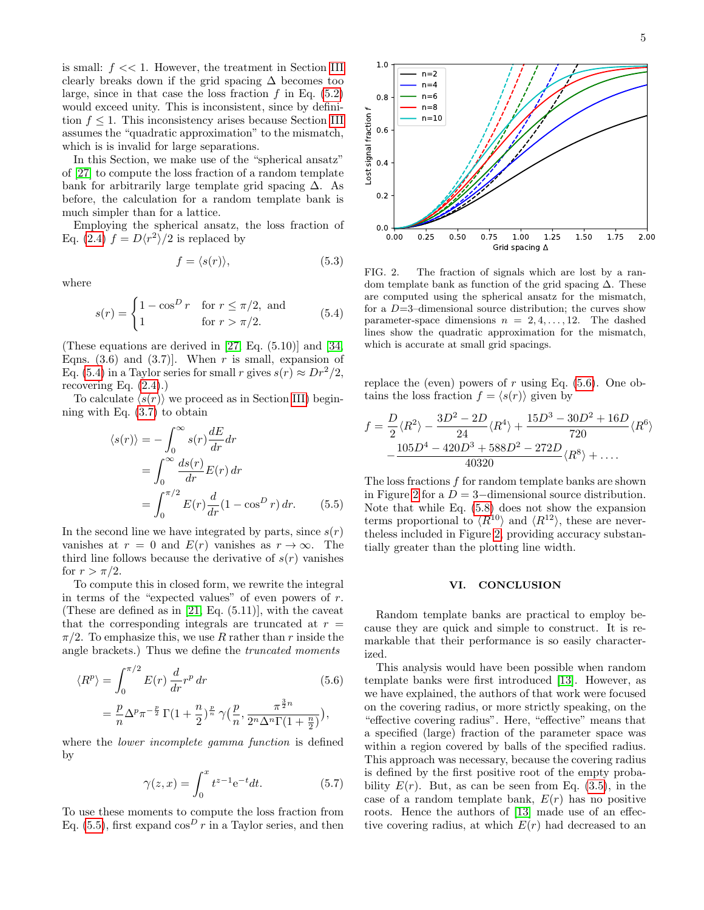is small: $f << 1$. However, the treatment in Section III clearly breaks down if the grid spacing $\Delta$ becomes too large, since in that case the loss fraction $f$ in Eq. (5.2) would exceed unity. This is inconsistent, since by definition $f \le 1$. This inconsistency arises because Section III assumes the "quadratic approximation" to the mismatch, which is is invalid for large separations.

In this Section, we make use of the "spherical ansatz" of [27] to compute the loss fraction of a random template bank for arbitrarily large template grid spacing $\Delta$. As before, the calculation for a random template bank is much simpler than for a lattice.

Employing the spherical ansatz, the loss fraction of Eq. (2.4) $f = D\langle r^2 \rangle/2$ is replaced by

$$f = \langle s(r) \rangle, \tag{5.3}$$

where

$$s(r) = \begin{cases} 1 - \cos^D r & \text{for } r \le \pi/2, \text{ and} \\ 1 & \text{for } r > \pi/2. \end{cases} \tag{5.4}$$

(These equations are derived in [27, Eq. (5.10)] and [34, Eqns. (3.6) and (3.7)]. When $r$ is small, expansion of Eq. (5.4) in a Taylor series for small $r$ gives $s(r) \approx Dr^2/2$, recovering Eq. (2.4).)

To calculate $\langle s(r) \rangle$ we proceed as in Section III, beginning with Eq. (3.7) to obtain

$$\begin{aligned} \langle s(r) \rangle &= -\int_0^\infty s(r) \frac{dE}{dr} dr \\ &= \int_0^\infty \frac{ds(r)}{dr} E(r)\, dr \\ &= \int_0^{\pi/2} E(r) \frac{d}{dr} (1 - \cos^D r)\, dr. \end{aligned} \tag{5.5}$$

In the second line we have integrated by parts, since $s(r)$ vanishes at $r = 0$ and $E(r)$ vanishes as $r \to \infty$. The third line follows because the derivative of $s(r)$ vanishes for $r > \pi/2$.

To compute this in closed form, we rewrite the integral in terms of the "expected values" of even powers of $r$. (These are defined as in [21, Eq. (5.11)], with the caveat that the corresponding integrals are truncated at $r = \pi/2$. To emphasize this, we use $R$ rather than $r$ inside the angle brackets.) Thus we define the *truncated moments*

$$\begin{aligned} \langle R^p \rangle &= \int_0^{\pi/2} E(r) \frac{d}{dr} r^p\, dr \\ &= \frac{p}{n} \Delta^p \pi^{-\frac{p}{2}} \Gamma(1 + \frac{n}{2})^{\frac{p}{n}} \gamma\Big(\frac{p}{n}, \frac{\pi^{\frac{3}{2}n}}{2^n \Delta^n \Gamma(1 + \frac{n}{2})}\Big), \end{aligned} \tag{5.6}$$

where the *lower incomplete gamma function* is defined by

$$\gamma(z, x) = \int_0^x t^{z-1} e^{-t} dt. \tag{5.7}$$

To use these moments to compute the loss fraction from Eq. (5.5), first expand $\cos^D r$ in a Taylor series, and then replace the (even) powers of $r$ using Eq. (5.6). One obtains the loss fraction $f = \langle s(r) \rangle$ given by

$$\begin{aligned} f = \frac{D}{2} \langle R^2 \rangle - \frac{3D^2 - 2D}{24} \langle R^4 \rangle + \frac{15D^3 - 30D^2 + 16D}{720} \langle R^6 \rangle \\ - \frac{105D^4 - 420D^3 + 588D^2 - 272D}{40320} \langle R^8 \rangle + \dots . \end{aligned}$$

FIG. 2. The fraction of signals which are lost by a random template bank as function of the grid spacing $\Delta$. These are computed using the spherical ansatz for the mismatch, for a $D$=3–dimensional source distribution; the curves show parameter-space dimensions $n = 2, 4, \dots, 12$. The dashed lines show the quadratic approximation for the mismatch, which is accurate at small grid spacings.

The loss fractions $f$ for random template banks are shown in Figure 2 for a $D = 3-$dimensional source distribution. Note that while Eq. (5.8) does not show the expansion terms proportional to $\langle R^{10} \rangle$ and $\langle R^{12} \rangle$, these are nevertheless included in Figure 2, providing accuracy substantially greater than the plotting line width.

## VI. CONCLUSION

Random template banks are practical to employ because they are quick and simple to construct. It is remarkable that their performance is so easily characterized.

This analysis would have been possible when random template banks were first introduced [13]. However, as we have explained, the authors of that work were focused on the covering radius, or more strictly speaking, on the "effective covering radius". Here, "effective" means that a specified (large) fraction of the parameter space was within a region covered by balls of the specified radius. This approach was necessary, because the covering radius is defined by the first positive root of the empty probability $E(r)$. But, as can be seen from Eq. (3.5), in the case of a random template bank, $E(r)$ has no positive roots. Hence the authors of [13] made use of an effective covering radius, at which $E(r)$ had decreased to an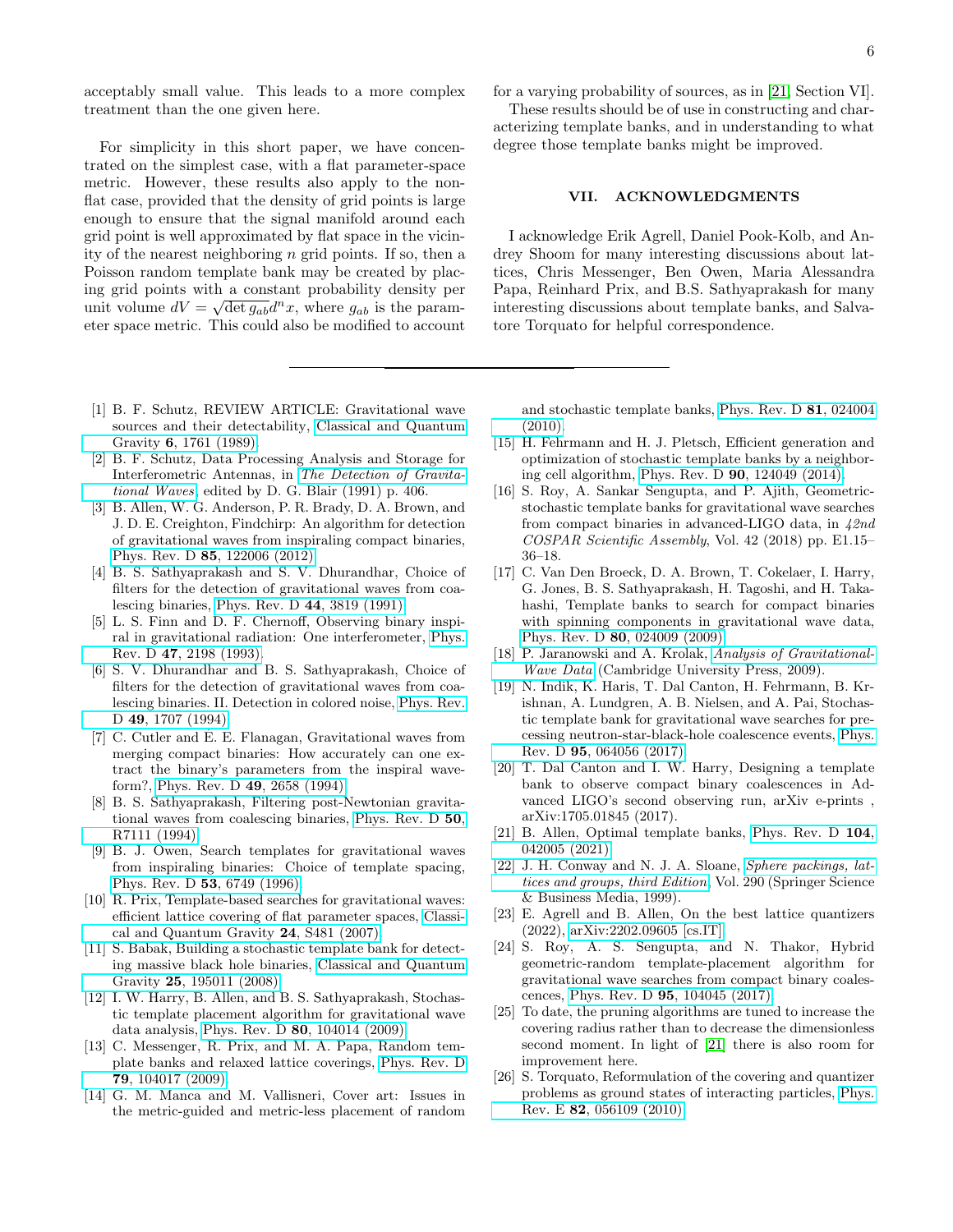acceptably small value. This leads to a more complex treatment than the one given here.

For simplicity in this short paper, we have concentrated on the simplest case, with a flat parameter-space metric. However, these results also apply to the non-flat case, provided that the density of grid points is large enough to ensure that the signal manifold around each grid point is well approximated by flat space in the vicinity of the nearest neighboring $n$ grid points. If so, then a Poisson random template bank may be created by placing grid points with a constant probability density per unit volume $dV = \sqrt{\det g_{ab}} d^n x$, where $g_{ab}$ is the parameter space metric. This could also be modified to account for a varying probability of sources, as in [21, Section VI].

These results should be of use in constructing and characterizing template banks, and in understanding to what degree those template banks might be improved.

## VII. ACKNOWLEDGMENTS

I acknowledge Erik Agrell, Daniel Pook-Kolb, and Andrey Shoom for many interesting discussions about lattices, Chris Messenger, Ben Owen, Maria Alessandra Papa, Reinhard Prix, and B.S. Sathyaprakash for many interesting discussions about template banks, and Salvatore Torquato for helpful correspondence.

---

[1] B. F. Schutz, REVIEW ARTICLE: Gravitational wave sources and their detectability, Classical and Quantum Gravity **6**, 1761 (1989).

[2] B. F. Schutz, Data Processing Analysis and Storage for Interferometric Antennas, in *The Detection of Gravitational Waves*, edited by D. G. Blair (1991) p. 406.

[3] B. Allen, W. G. Anderson, P. R. Brady, D. A. Brown, and J. D. E. Creighton, Findchirp: An algorithm for detection of gravitational waves from inspiraling compact binaries, Phys. Rev. D **85**, 122006 (2012).

[4] B. S. Sathyaprakash and S. V. Dhurandhar, Choice of filters for the detection of gravitational waves from coalescing binaries, Phys. Rev. D **44**, 3819 (1991).

[5] L. S. Finn and D. F. Chernoff, Observing binary inspiral in gravitational radiation: One interferometer, Phys. Rev. D **47**, 2198 (1993).

[6] S. V. Dhurandhar and B. S. Sathyaprakash, Choice of filters for the detection of gravitational waves from coalescing binaries. II. Detection in colored noise, Phys. Rev. D **49**, 1707 (1994).

[7] C. Cutler and É. E. Flanagan, Gravitational waves from merging compact binaries: How accurately can one extract the binary's parameters from the inspiral waveform?, Phys. Rev. D **49**, 2658 (1994).

[8] B. S. Sathyaprakash, Filtering post-Newtonian gravitational waves from coalescing binaries, Phys. Rev. D **50**, R7111 (1994).

[9] B. J. Owen, Search templates for gravitational waves from inspiraling binaries: Choice of template spacing, Phys. Rev. D **53**, 6749 (1996).

[10] R. Prix, Template-based searches for gravitational waves: efficient lattice covering of flat parameter spaces, Classical and Quantum Gravity **24**, S481 (2007).

[11] S. Babak, Building a stochastic template bank for detecting massive black hole binaries, Classical and Quantum Gravity **25**, 195011 (2008).

[12] I. W. Harry, B. Allen, and B. S. Sathyaprakash, Stochastic template placement algorithm for gravitational wave data analysis, Phys. Rev. D **80**, 104014 (2009).

[13] C. Messenger, R. Prix, and M. A. Papa, Random template banks and relaxed lattice coverings, Phys. Rev. D **79**, 104017 (2009).

[14] G. M. Manca and M. Vallisneri, Cover art: Issues in the metric-guided and metric-less placement of random and stochastic template banks, Phys. Rev. D **81**, 024004 (2010).

[15] H. Fehrmann and H. J. Pletsch, Efficient generation and optimization of stochastic template banks by a neighboring cell algorithm, Phys. Rev. D **90**, 124049 (2014).

[16] S. Roy, A. Sankar Sengupta, and P. Ajith, Geometric-stochastic template banks for gravitational wave searches from compact binaries in advanced-LIGO data, in *42nd COSPAR Scientific Assembly*, Vol. 42 (2018) pp. E1.15–36–18.

[17] C. Van Den Broeck, D. A. Brown, T. Cokelaer, I. Harry, G. Jones, B. S. Sathyaprakash, H. Tagoshi, and H. Takahashi, Template banks to search for compact binaries with spinning components in gravitational wave data, Phys. Rev. D **80**, 024009 (2009).

[18] P. Jaranowski and A. Krolak, *Analysis of Gravitational-Wave Data* (Cambridge University Press, 2009).

[19] N. Indik, K. Haris, T. Dal Canton, H. Fehrmann, B. Krishnan, A. Lundgren, A. B. Nielsen, and A. Pai, Stochastic template bank for gravitational wave searches for precessing neutron-star-black-hole coalescence events, Phys. Rev. D **95**, 064056 (2017).

[20] T. Dal Canton and I. W. Harry, Designing a template bank to observe compact binary coalescences in Advanced LIGO's second observing run, arXiv e-prints , arXiv:1705.01845 (2017).

[21] B. Allen, Optimal template banks, Phys. Rev. D **104**, 042005 (2021).

[22] J. H. Conway and N. J. A. Sloane, *Sphere packings, lattices and groups, third Edition*, Vol. 290 (Springer Science & Business Media, 1999).

[23] E. Agrell and B. Allen, On the best lattice quantizers (2022), arXiv:2202.09605 [cs.IT].

[24] S. Roy, A. S. Sengupta, and N. Thakor, Hybrid geometric-random template-placement algorithm for gravitational wave searches from compact binary coalescences, Phys. Rev. D **95**, 104045 (2017).

[25] To date, the pruning algorithms are tuned to increase the covering radius rather than to decrease the dimensionless second moment. In light of [21] there is also room for improvement here.

[26] S. Torquato, Reformulation of the covering and quantizer problems as ground states of interacting particles, Phys. Rev. E **82**, 056109 (2010).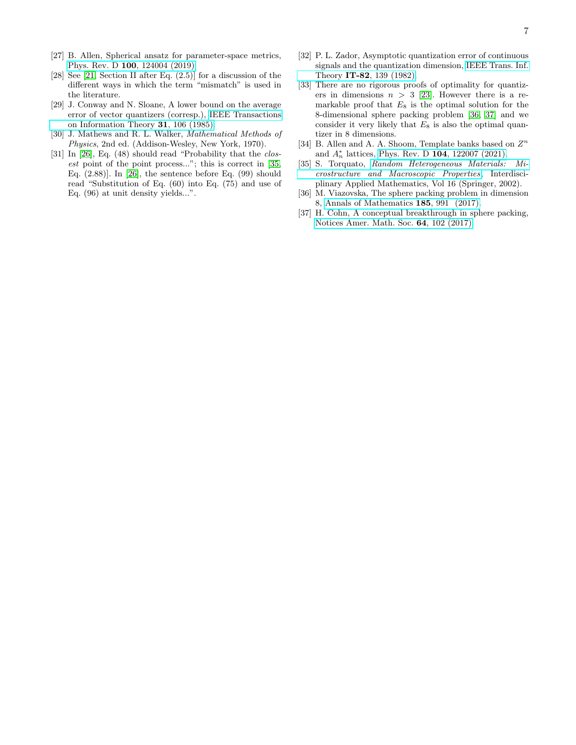[27] B. Allen, Spherical ansatz for parameter-space metrics, Phys. Rev. D **100**, 124004 (2019).

[28] See [21, Section II after Eq. (2.5)] for a discussion of the different ways in which the term "mismatch" is used in the literature.

[29] J. Conway and N. Sloane, A lower bound on the average error of vector quantizers (corresp.), IEEE Transactions on Information Theory **31**, 106 (1985).

[30] J. Mathews and R. L. Walker, *Mathematical Methods of Physics*, 2nd ed. (Addison-Wesley, New York, 1970).

[31] In [26], Eq. (48) should read "Probability that the *closest* point of the point process..."; this is correct in [35, Eq. (2.88)]. In [26], the sentence before Eq. (99) should read "Substitution of Eq. (60) into Eq. (75) and use of Eq. (96) at unit density yields...".

[32] P. L. Zador, Asymptotic quantization error of continuous signals and the quantization dimension, IEEE Trans. Inf. Theory **IT-82**, 139 (1982).

[33] There are no rigorous proofs of optimality for quantizers in dimensions $n > 3$ [23]. However there is a remarkable proof that $E_8$ is the optimal solution for the 8-dimensional sphere packing problem [36, 37] and we consider it very likely that $E_8$ is also the optimal quantizer in 8 dimensions.

[34] B. Allen and A. A. Shoom, Template banks based on $Z^n$ and $A_n^*$ lattices, Phys. Rev. D **104**, 122007 (2021).

[35] S. Torquato, *Random Heterogeneous Materials: Microstructure and Macroscopic Properties*, Interdisciplinary Applied Mathematics, Vol 16 (Springer, 2002).

[36] M. Viazovska, The sphere packing problem in dimension 8, Annals of Mathematics **185**, 991 (2017).

[37] H. Cohn, A conceptual breakthrough in sphere packing, Notices Amer. Math. Soc. **64**, 102 (2017).